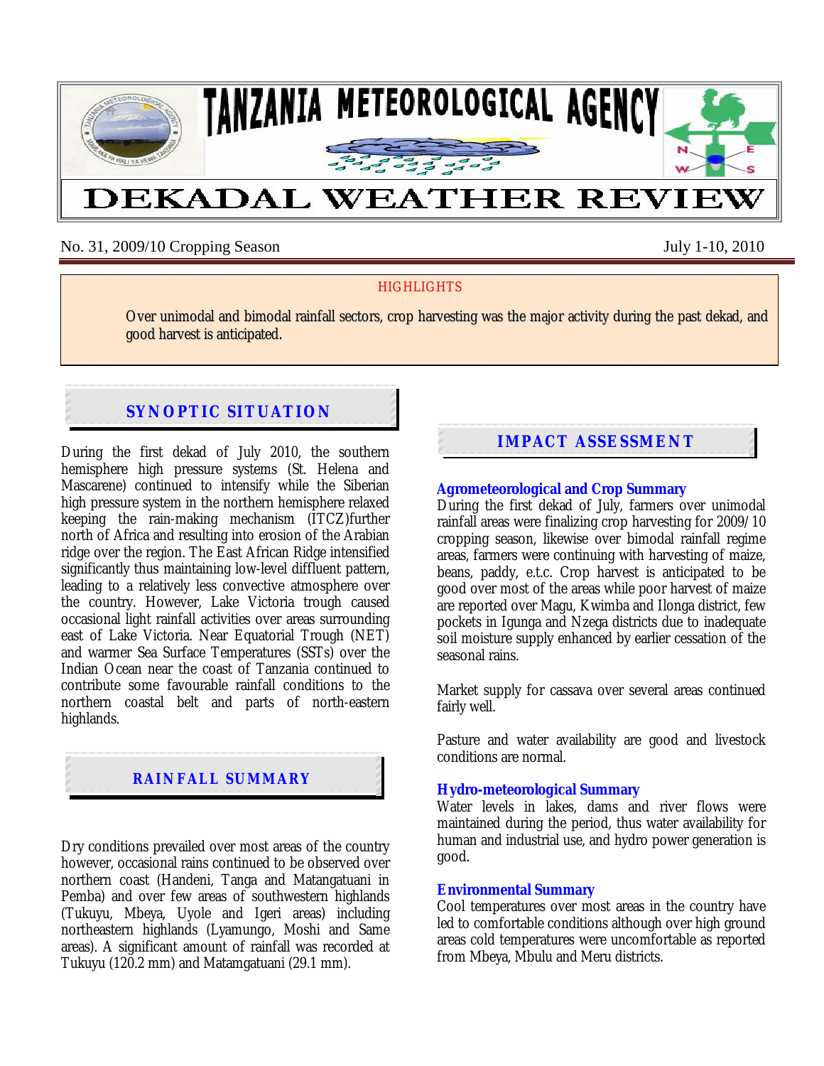# TANZANIA METEOROLOGICAL AGENCY

# DEKADAL WEATHER REVIEW

No. 31, 2009/10 Cropping Season July 1-10, 2010

**HIGHLIGHTS**

Over unimodal and bimodal rainfall sectors, crop harvesting was the major activity during the past dekad, and good harvest is anticipated.

## SYNOPTIC SITUATION

During the first dekad of July 2010, the southern hemisphere high pressure systems (St. Helena and Mascarene) continued to intensify while the Siberian high pressure system in the northern hemisphere relaxed keeping the rain-making mechanism (ITCZ)further north of Africa and resulting into erosion of the Arabian ridge over the region. The East African Ridge intensified significantly thus maintaining low-level diffluent pattern, leading to a relatively less convective atmosphere over the country. However, Lake Victoria trough caused occasional light rainfall activities over areas surrounding east of Lake Victoria. Near Equatorial Trough (NET) and warmer Sea Surface Temperatures (SSTs) over the Indian Ocean near the coast of Tanzania continued to contribute some favourable rainfall conditions to the northern coastal belt and parts of north-eastern highlands.

## RAINFALL SUMMARY

Dry conditions prevailed over most areas of the country however, occasional rains continued to be observed over northern coast (Handeni, Tanga and Matangatuani in Pemba) and over few areas of southwestern highlands (Tukuyu, Mbeya, Uyole and Igeri areas) including northeastern highlands (Lyamungo, Moshi and Same areas). A significant amount of rainfall was recorded at Tukuyu (120.2 mm) and Matamgatuani (29.1 mm).

## IMPACT ASSESSMENT

### Agrometeorological and Crop Summary

During the first dekad of July, farmers over unimodal rainfall areas were finalizing crop harvesting for 2009/10 cropping season, likewise over bimodal rainfall regime areas, farmers were continuing with harvesting of maize, beans, paddy, e.t.c. Crop harvest is anticipated to be good over most of the areas while poor harvest of maize are reported over Magu, Kwimba and Ilonga district, few pockets in Igunga and Nzega districts due to inadequate soil moisture supply enhanced by earlier cessation of the seasonal rains.

Market supply for cassava over several areas continued fairly well.

Pasture and water availability are good and livestock conditions are normal.

### Hydro-meteorological Summary

Water levels in lakes, dams and river flows were maintained during the period, thus water availability for human and industrial use, and hydro power generation is good.

### Environmental Summary

Cool temperatures over most areas in the country have led to comfortable conditions although over high ground areas cold temperatures were uncomfortable as reported from Mbeya, Mbulu and Meru districts.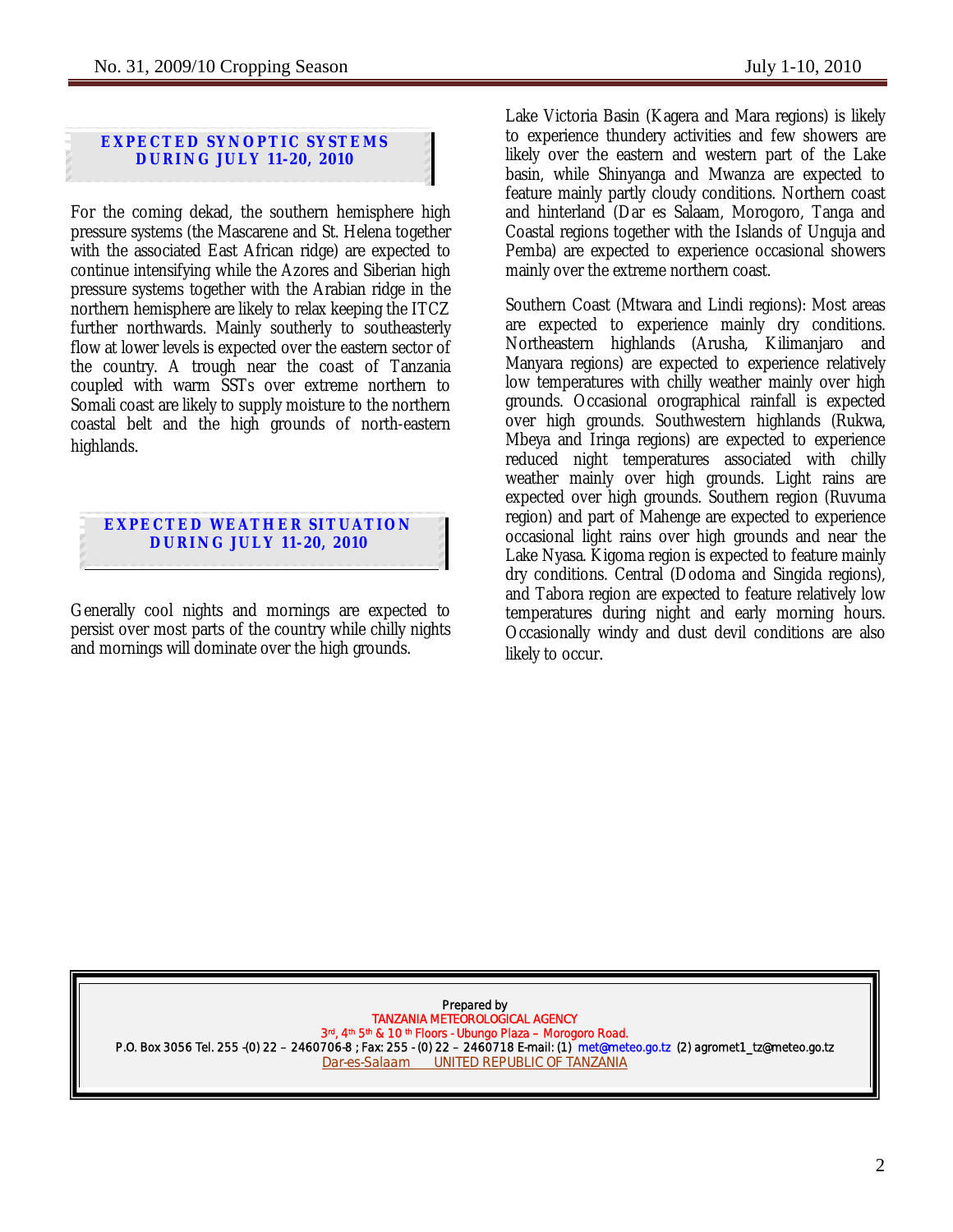## EXPECTED SYNOPTIC SYSTEMS DURING JULY 11-20, 2010

For the coming dekad, the southern hemisphere high pressure systems (the Mascarene and St. Helena together with the associated East African ridge) are expected to continue intensifying while the Azores and Siberian high pressure systems together with the Arabian ridge in the northern hemisphere are likely to relax keeping the ITCZ further northwards. Mainly southerly to southeasterly flow at lower levels is expected over the eastern sector of the country. A trough near the coast of Tanzania coupled with warm SSTs over extreme northern to Somali coast are likely to supply moisture to the northern coastal belt and the high grounds of north-eastern highlands.

## EXPECTED WEATHER SITUATION DURING JULY 11-20, 2010

Generally cool nights and mornings are expected to persist over most parts of the country while chilly nights and mornings will dominate over the high grounds.

Lake Victoria Basin (Kagera and Mara regions) is likely to experience thundery activities and few showers are likely over the eastern and western part of the Lake basin, while Shinyanga and Mwanza are expected to feature mainly partly cloudy conditions. Northern coast and hinterland (Dar es Salaam, Morogoro, Tanga and Coastal regions together with the Islands of Unguja and Pemba) are expected to experience occasional showers mainly over the extreme northern coast.

Southern Coast (Mtwara and Lindi regions): Most areas are expected to experience mainly dry conditions. Northeastern highlands (Arusha, Kilimanjaro and Manyara regions) are expected to experience relatively low temperatures with chilly weather mainly over high grounds. Occasional orographical rainfall is expected over high grounds. Southwestern highlands (Rukwa, Mbeya and Iringa regions) are expected to experience reduced night temperatures associated with chilly weather mainly over high grounds. Light rains are expected over high grounds. Southern region (Ruvuma region) and part of Mahenge are expected to experience occasional light rains over high grounds and near the Lake Nyasa. Kigoma region is expected to feature mainly dry conditions. Central (Dodoma and Singida regions), and Tabora region are expected to feature relatively low temperatures during night and early morning hours. Occasionally windy and dust devil conditions are also likely to occur.

Prepared by
TANZANIA METEOROLOGICAL AGENCY
3rd, 4th 5th & 10 th Floors - Ubungo Plaza – Morogoro Road.
P.O. Box 3056 Tel. 255 -(0) 22 – 2460706-8 ; Fax: 255 - (0) 22 – 2460718 E-mail: (1) met@meteo.go.tz (2) agromet1_tz@meteo.go.tz
Dar-es-Salaam UNITED REPUBLIC OF TANZANIA